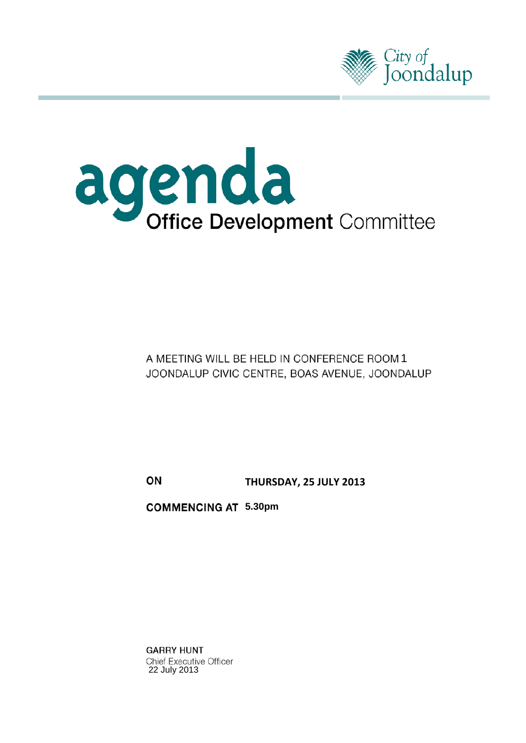City of Joondalup

# agenda

## **Office Development** Committee

A MEETING WILL BE HELD IN CONFERENCE ROOM 1
JOONDALUP CIVIC CENTRE, BOAS AVENUE, JOONDALUP

**ON** **THURSDAY, 25 JULY 2013**

**COMMENCING AT** **5.30pm**

**GARRY HUNT**
Chief Executive Officer
22 July 2013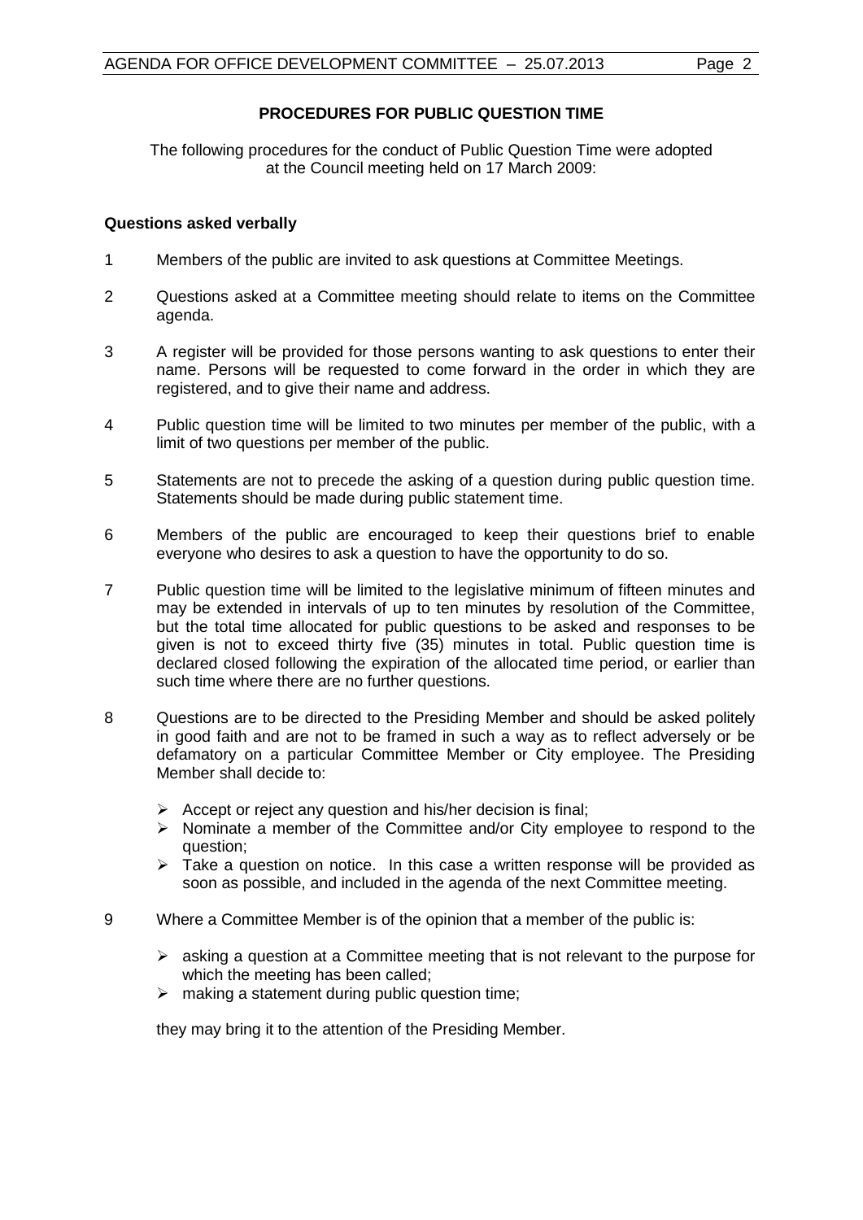## PROCEDURES FOR PUBLIC QUESTION TIME

The following procedures for the conduct of Public Question Time were adopted at the Council meeting held on 17 March 2009:

### Questions asked verbally

1. Members of the public are invited to ask questions at Committee Meetings.

2. Questions asked at a Committee meeting should relate to items on the Committee agenda.

3. A register will be provided for those persons wanting to ask questions to enter their name. Persons will be requested to come forward in the order in which they are registered, and to give their name and address.

4. Public question time will be limited to two minutes per member of the public, with a limit of two questions per member of the public.

5. Statements are not to precede the asking of a question during public question time. Statements should be made during public statement time.

6. Members of the public are encouraged to keep their questions brief to enable everyone who desires to ask a question to have the opportunity to do so.

7. Public question time will be limited to the legislative minimum of fifteen minutes and may be extended in intervals of up to ten minutes by resolution of the Committee, but the total time allocated for public questions to be asked and responses to be given is not to exceed thirty five (35) minutes in total. Public question time is declared closed following the expiration of the allocated time period, or earlier than such time where there are no further questions.

8. Questions are to be directed to the Presiding Member and should be asked politely in good faith and are not to be framed in such a way as to reflect adversely or be defamatory on a particular Committee Member or City employee. The Presiding Member shall decide to:

   - Accept or reject any question and his/her decision is final;
   - Nominate a member of the Committee and/or City employee to respond to the question;
   - Take a question on notice. In this case a written response will be provided as soon as possible, and included in the agenda of the next Committee meeting.

9. Where a Committee Member is of the opinion that a member of the public is:

   - asking a question at a Committee meeting that is not relevant to the purpose for which the meeting has been called;
   - making a statement during public question time;

   they may bring it to the attention of the Presiding Member.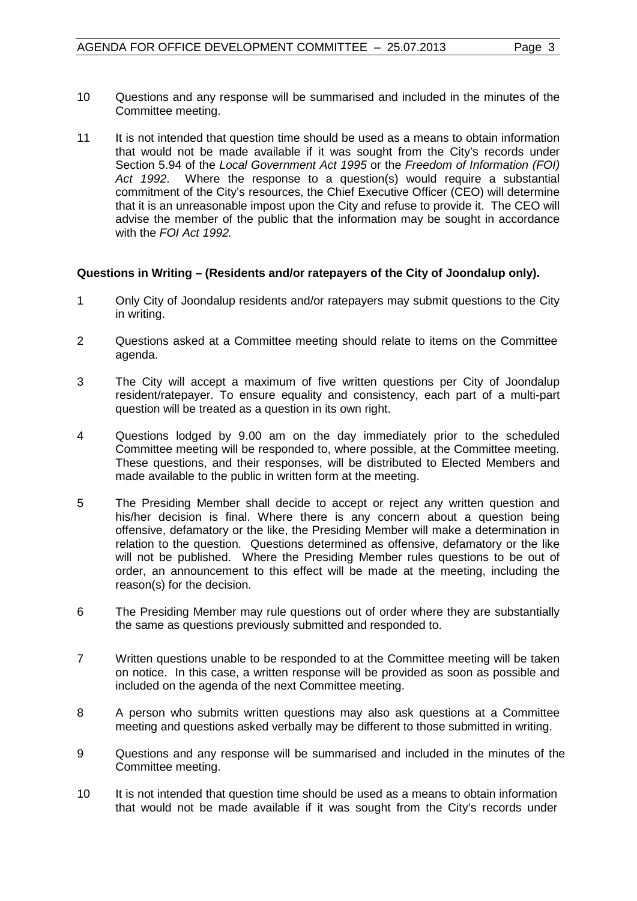10 Questions and any response will be summarised and included in the minutes of the Committee meeting.

11 It is not intended that question time should be used as a means to obtain information that would not be made available if it was sought from the City's records under Section 5.94 of the *Local Government Act 1995* or the *Freedom of Information (FOI) Act 1992*. Where the response to a question(s) would require a substantial commitment of the City's resources, the Chief Executive Officer (CEO) will determine that it is an unreasonable impost upon the City and refuse to provide it. The CEO will advise the member of the public that the information may be sought in accordance with the *FOI Act 1992.*

**Questions in Writing – (Residents and/or ratepayers of the City of Joondalup only).**

1 Only City of Joondalup residents and/or ratepayers may submit questions to the City in writing.

2 Questions asked at a Committee meeting should relate to items on the Committee agenda.

3 The City will accept a maximum of five written questions per City of Joondalup resident/ratepayer. To ensure equality and consistency, each part of a multi-part question will be treated as a question in its own right.

4 Questions lodged by 9.00 am on the day immediately prior to the scheduled Committee meeting will be responded to, where possible, at the Committee meeting. These questions, and their responses, will be distributed to Elected Members and made available to the public in written form at the meeting.

5 The Presiding Member shall decide to accept or reject any written question and his/her decision is final. Where there is any concern about a question being offensive, defamatory or the like, the Presiding Member will make a determination in relation to the question. Questions determined as offensive, defamatory or the like will not be published. Where the Presiding Member rules questions to be out of order, an announcement to this effect will be made at the meeting, including the reason(s) for the decision.

6 The Presiding Member may rule questions out of order where they are substantially the same as questions previously submitted and responded to.

7 Written questions unable to be responded to at the Committee meeting will be taken on notice. In this case, a written response will be provided as soon as possible and included on the agenda of the next Committee meeting.

8 A person who submits written questions may also ask questions at a Committee meeting and questions asked verbally may be different to those submitted in writing.

9 Questions and any response will be summarised and included in the minutes of the Committee meeting.

10 It is not intended that question time should be used as a means to obtain information that would not be made available if it was sought from the City's records under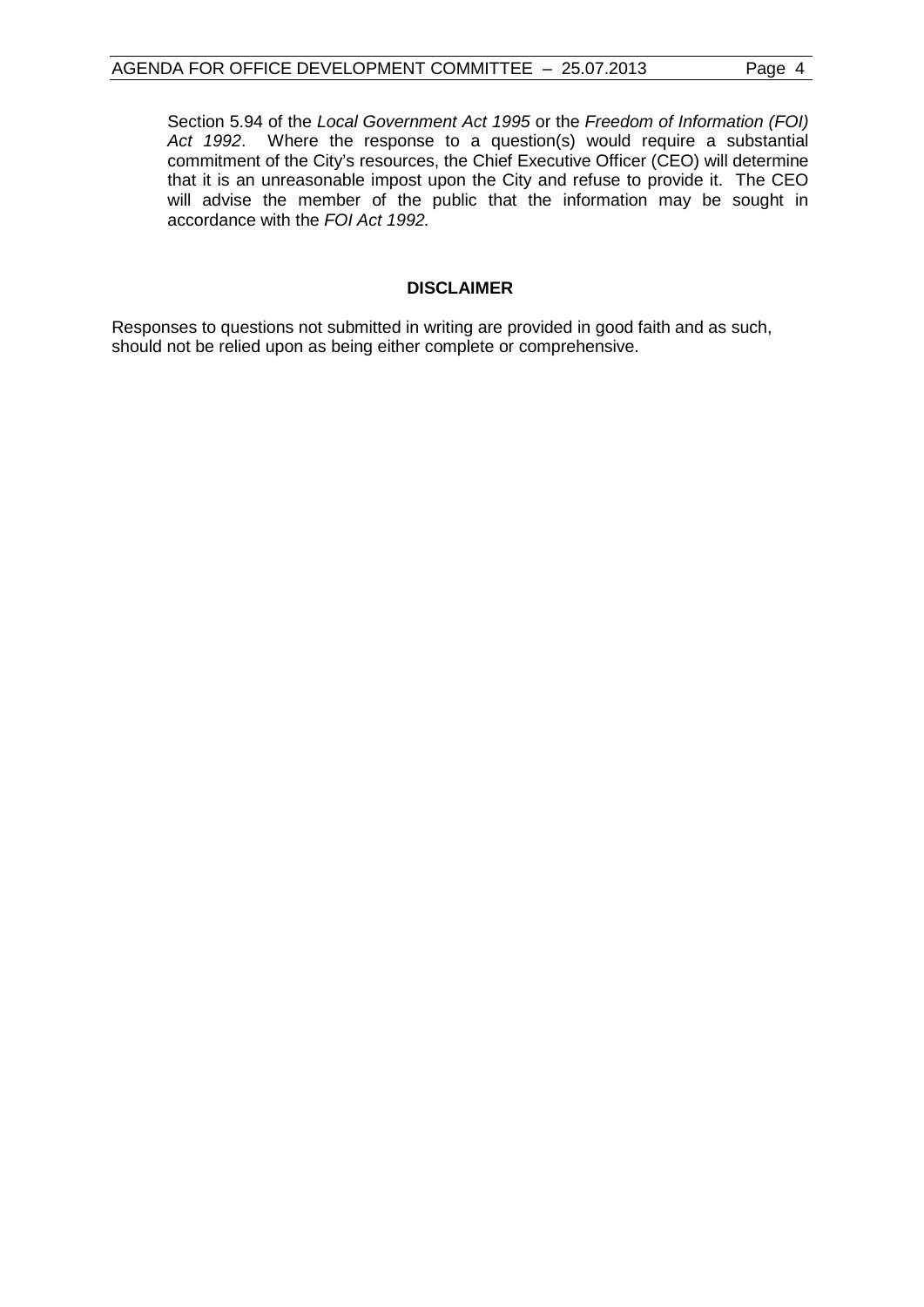Section 5.94 of the *Local Government Act 1995* or the *Freedom of Information (FOI) Act 1992*. Where the response to a question(s) would require a substantial commitment of the City's resources, the Chief Executive Officer (CEO) will determine that it is an unreasonable impost upon the City and refuse to provide it. The CEO will advise the member of the public that the information may be sought in accordance with the *FOI Act 1992.*

**DISCLAIMER**

Responses to questions not submitted in writing are provided in good faith and as such, should not be relied upon as being either complete or comprehensive.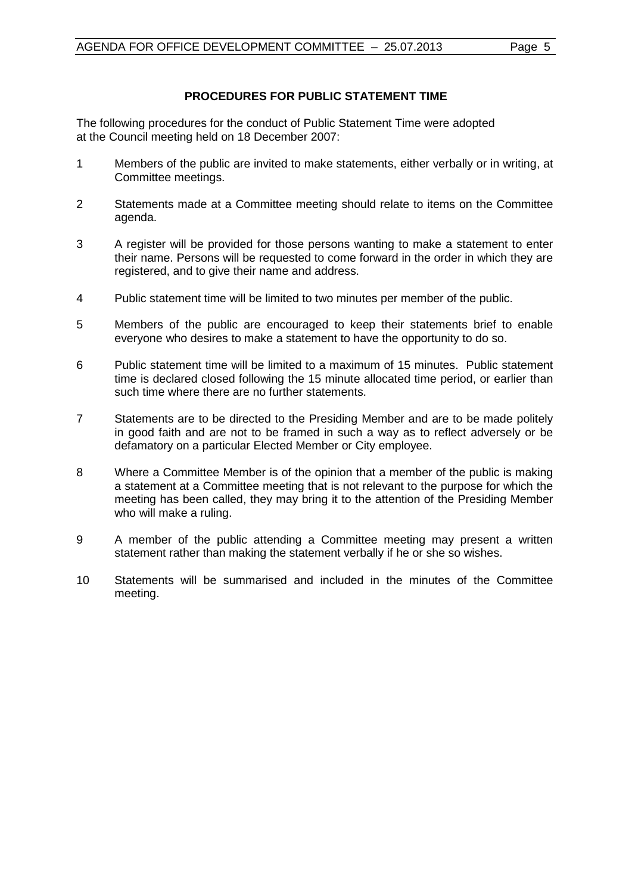## PROCEDURES FOR PUBLIC STATEMENT TIME

The following procedures for the conduct of Public Statement Time were adopted at the Council meeting held on 18 December 2007:

1. Members of the public are invited to make statements, either verbally or in writing, at Committee meetings.
2. Statements made at a Committee meeting should relate to items on the Committee agenda.
3. A register will be provided for those persons wanting to make a statement to enter their name. Persons will be requested to come forward in the order in which they are registered, and to give their name and address.
4. Public statement time will be limited to two minutes per member of the public.
5. Members of the public are encouraged to keep their statements brief to enable everyone who desires to make a statement to have the opportunity to do so.
6. Public statement time will be limited to a maximum of 15 minutes. Public statement time is declared closed following the 15 minute allocated time period, or earlier than such time where there are no further statements.
7. Statements are to be directed to the Presiding Member and are to be made politely in good faith and are not to be framed in such a way as to reflect adversely or be defamatory on a particular Elected Member or City employee.
8. Where a Committee Member is of the opinion that a member of the public is making a statement at a Committee meeting that is not relevant to the purpose for which the meeting has been called, they may bring it to the attention of the Presiding Member who will make a ruling.
9. A member of the public attending a Committee meeting may present a written statement rather than making the statement verbally if he or she so wishes.
10. Statements will be summarised and included in the minutes of the Committee meeting.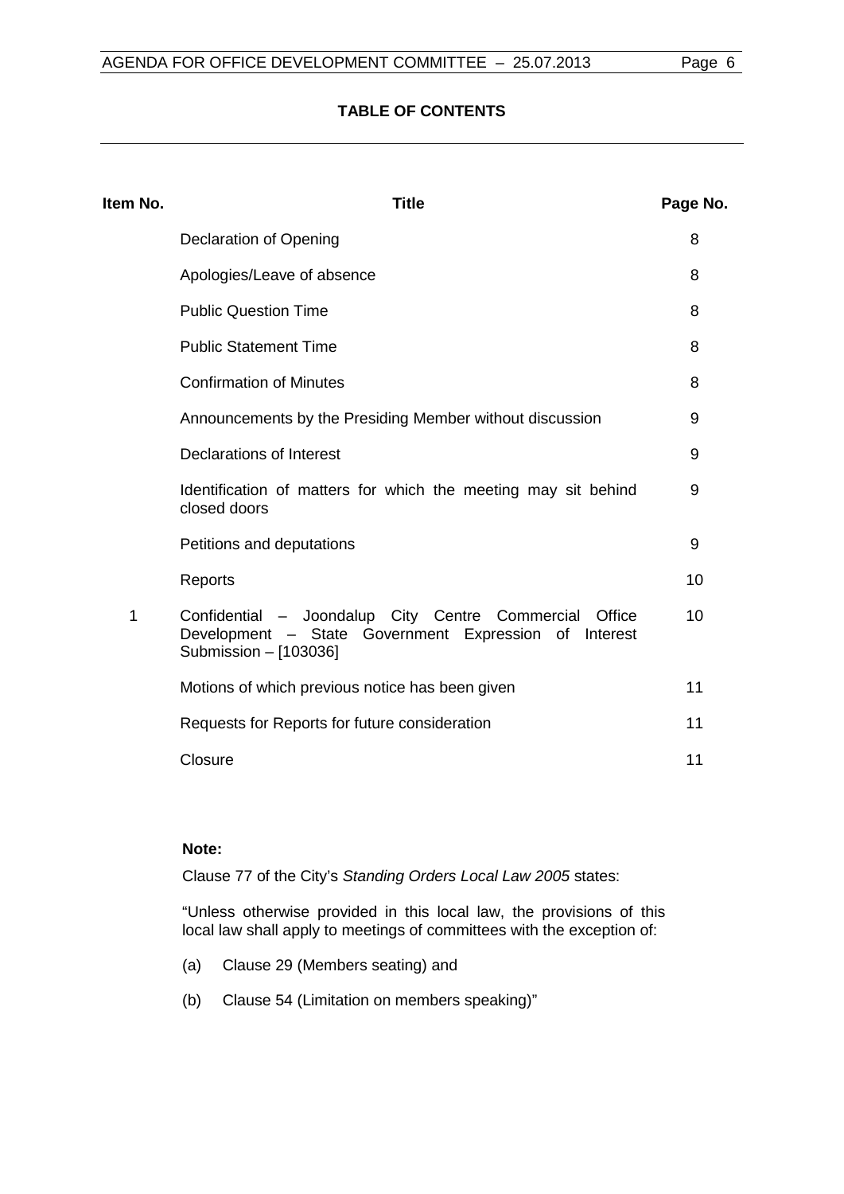## TABLE OF CONTENTS

| Item No. | Title | Page No. |
|---|---|---|
| | Declaration of Opening | 8 |
| | Apologies/Leave of absence | 8 |
| | Public Question Time | 8 |
| | Public Statement Time | 8 |
| | Confirmation of Minutes | 8 |
| | Announcements by the Presiding Member without discussion | 9 |
| | Declarations of Interest | 9 |
| | Identification of matters for which the meeting may sit behind closed doors | 9 |
| | Petitions and deputations | 9 |
| | Reports | 10 |
| 1 | Confidential – Joondalup City Centre Commercial Office Development – State Government Expression of Interest Submission – [103036] | 10 |
| | Motions of which previous notice has been given | 11 |
| | Requests for Reports for future consideration | 11 |
| | Closure | 11 |

**Note:**

Clause 77 of the City's *Standing Orders Local Law 2005* states:

"Unless otherwise provided in this local law, the provisions of this local law shall apply to meetings of committees with the exception of:

(a) Clause 29 (Members seating) and

(b) Clause 54 (Limitation on members speaking)"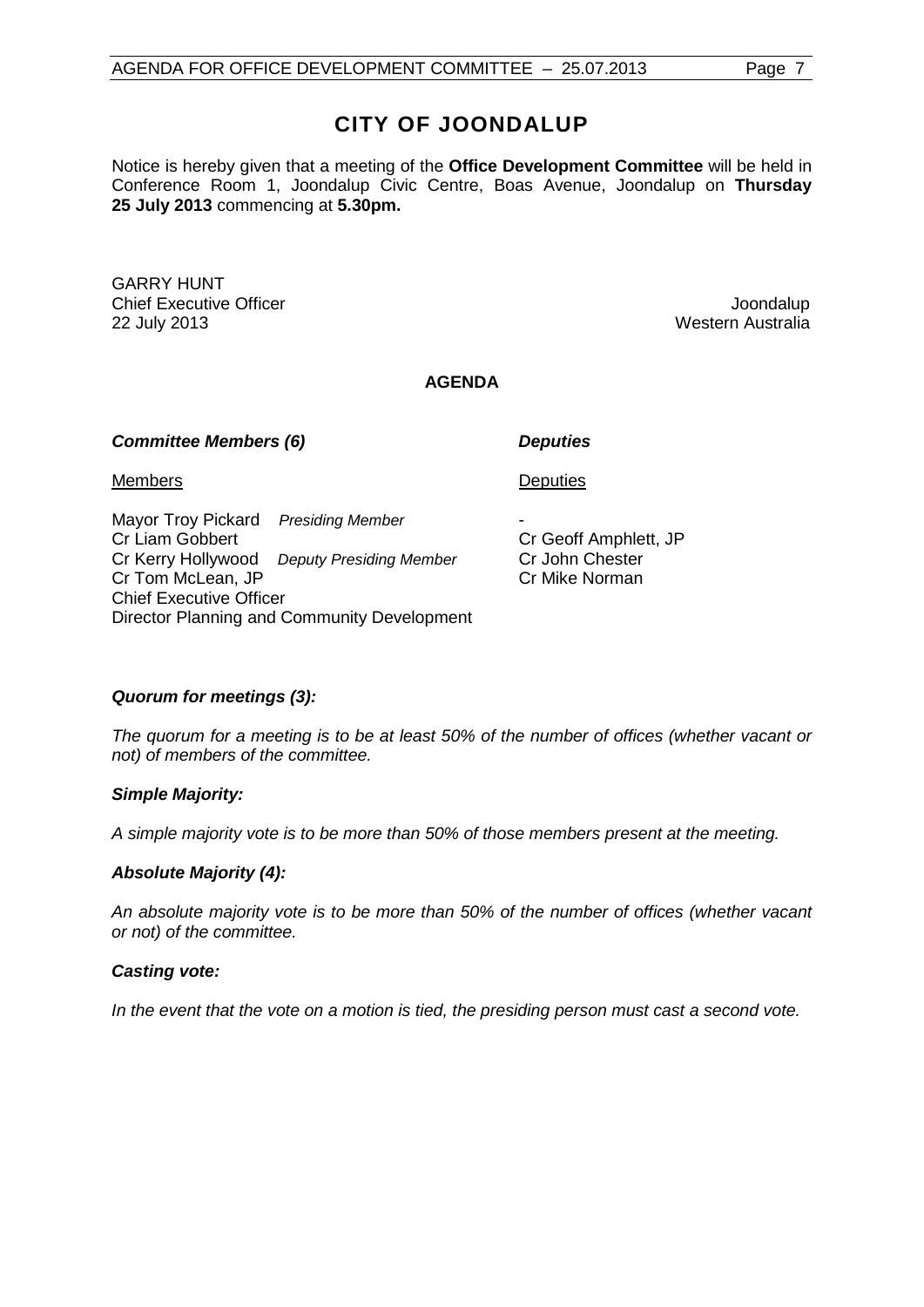# CITY OF JOONDALUP

Notice is hereby given that a meeting of the **Office Development Committee** will be held in Conference Room 1, Joondalup Civic Centre, Boas Avenue, Joondalup on **Thursday 25 July 2013** commencing at **5.30pm.**

GARRY HUNT
Chief Executive Officer
22 July 2013

Joondalup
Western Australia

**AGENDA**

***Committee Members (6)*** ***Deputies***

| Members | Deputies |
| --- | --- |
| Mayor Troy Pickard *Presiding Member* | - |
| Cr Liam Gobbert | Cr Geoff Amphlett, JP |
| Cr Kerry Hollywood *Deputy Presiding Member* | Cr John Chester |
| Cr Tom McLean, JP | Cr Mike Norman |
| Chief Executive Officer | |
| Director Planning and Community Development | |

***Quorum for meetings (3):***

*The quorum for a meeting is to be at least 50% of the number of offices (whether vacant or not) of members of the committee.*

***Simple Majority:***

*A simple majority vote is to be more than 50% of those members present at the meeting.*

***Absolute Majority (4):***

*An absolute majority vote is to be more than 50% of the number of offices (whether vacant or not) of the committee.*

***Casting vote:***

*In the event that the vote on a motion is tied, the presiding person must cast a second vote.*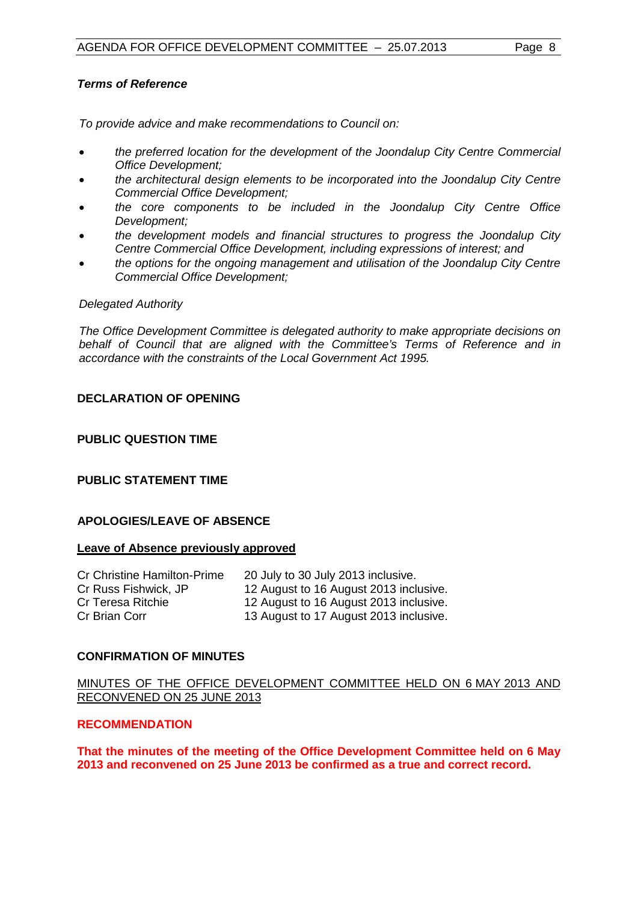***Terms of Reference***

*To provide advice and make recommendations to Council on:*

- *the preferred location for the development of the Joondalup City Centre Commercial Office Development;*
- *the architectural design elements to be incorporated into the Joondalup City Centre Commercial Office Development;*
- *the core components to be included in the Joondalup City Centre Office Development;*
- *the development models and financial structures to progress the Joondalup City Centre Commercial Office Development, including expressions of interest; and*
- *the options for the ongoing management and utilisation of the Joondalup City Centre Commercial Office Development;*

*Delegated Authority*

*The Office Development Committee is delegated authority to make appropriate decisions on behalf of Council that are aligned with the Committee's Terms of Reference and in accordance with the constraints of the Local Government Act 1995.*

**DECLARATION OF OPENING**

**PUBLIC QUESTION TIME**

**PUBLIC STATEMENT TIME**

**APOLOGIES/LEAVE OF ABSENCE**

**Leave of Absence previously approved**

| | |
|---|---|
| Cr Christine Hamilton-Prime | 20 July to 30 July 2013 inclusive. |
| Cr Russ Fishwick, JP | 12 August to 16 August 2013 inclusive. |
| Cr Teresa Ritchie | 12 August to 16 August 2013 inclusive. |
| Cr Brian Corr | 13 August to 17 August 2013 inclusive. |

**CONFIRMATION OF MINUTES**

MINUTES OF THE OFFICE DEVELOPMENT COMMITTEE HELD ON 6 MAY 2013 AND RECONVENED ON 25 JUNE 2013

**RECOMMENDATION**

**That the minutes of the meeting of the Office Development Committee held on 6 May 2013 and reconvened on 25 June 2013 be confirmed as a true and correct record.**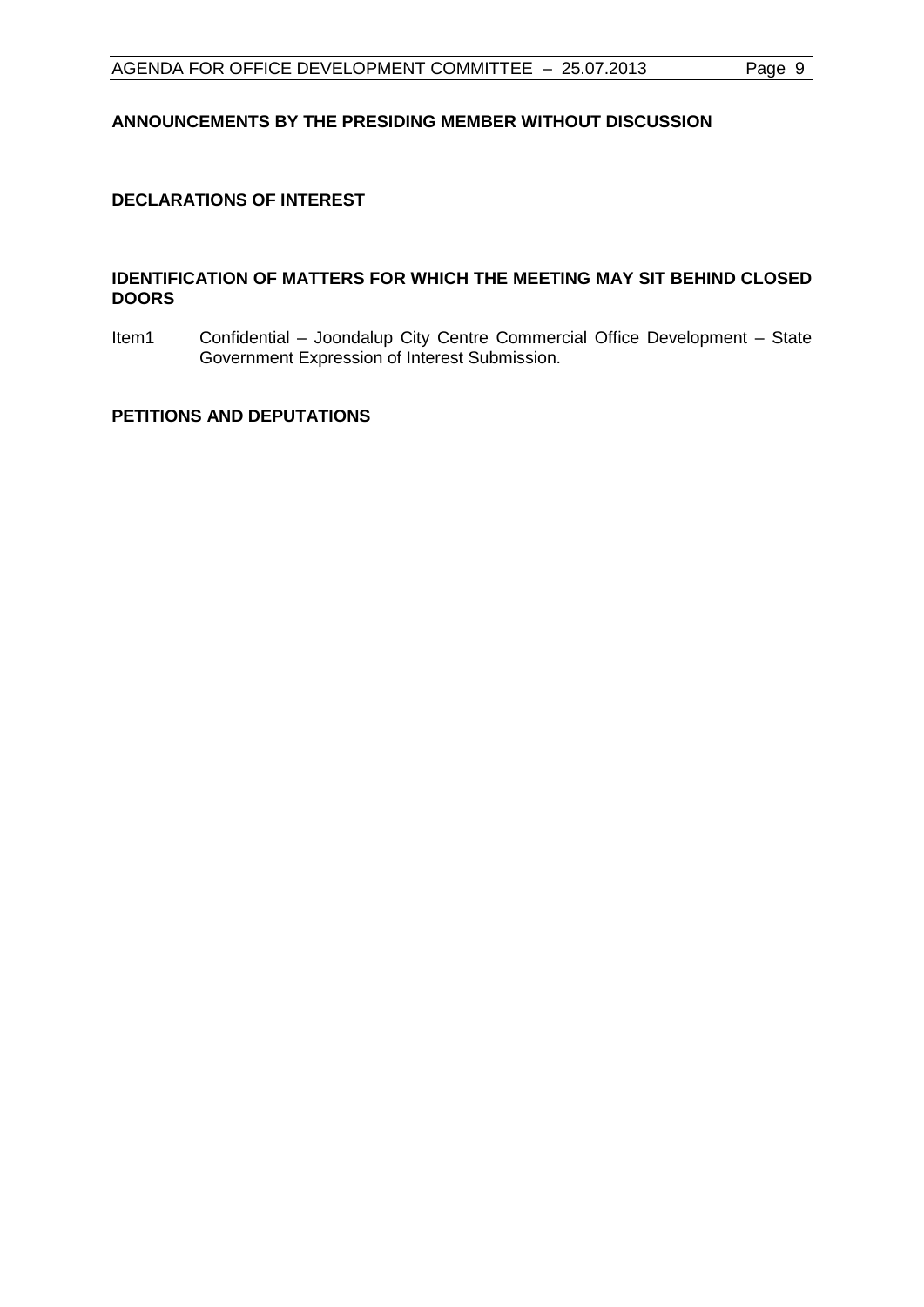**ANNOUNCEMENTS BY THE PRESIDING MEMBER WITHOUT DISCUSSION**

**DECLARATIONS OF INTEREST**

**IDENTIFICATION OF MATTERS FOR WHICH THE MEETING MAY SIT BEHIND CLOSED DOORS**

Item1 Confidential – Joondalup City Centre Commercial Office Development – State Government Expression of Interest Submission.

**PETITIONS AND DEPUTATIONS**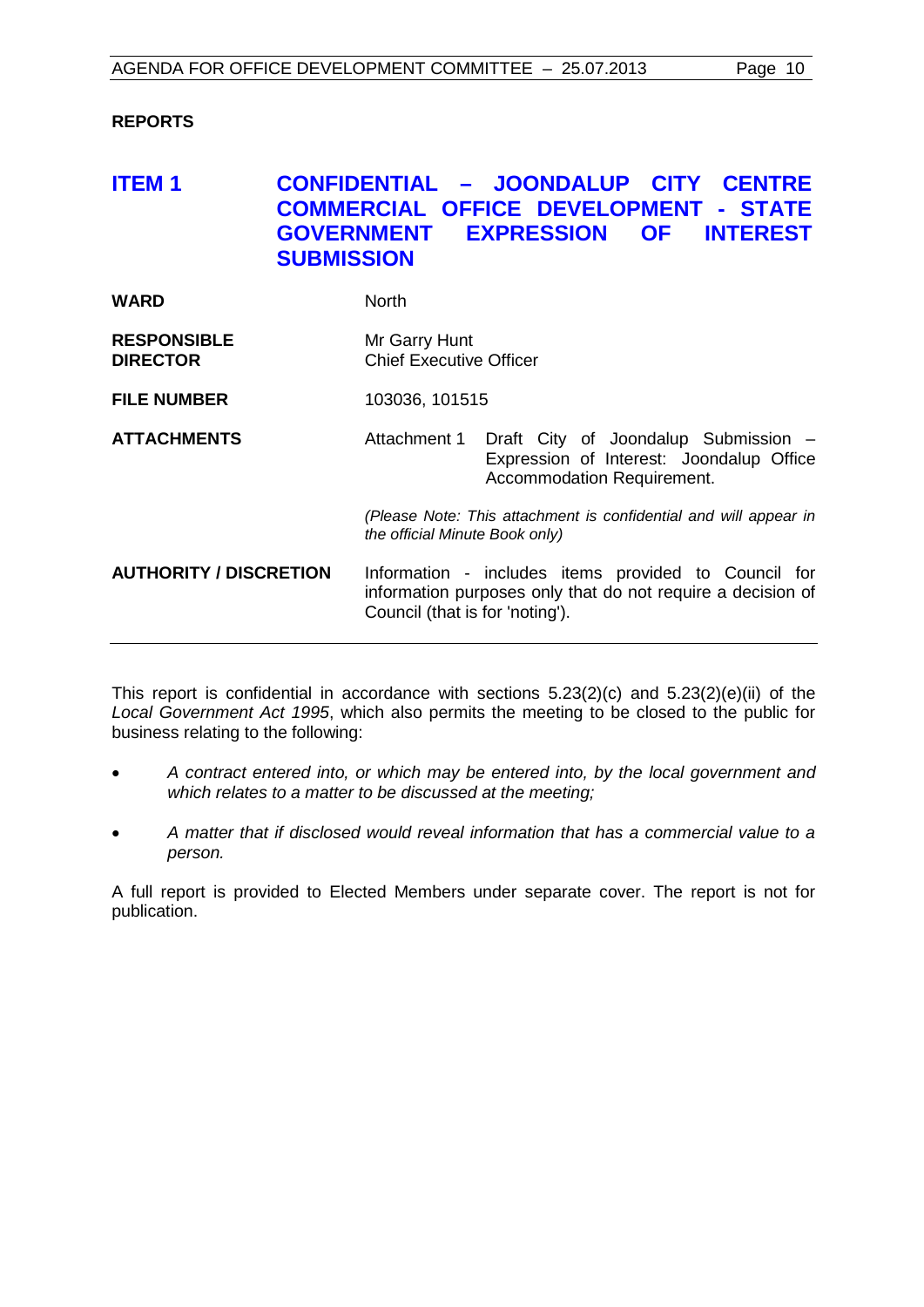**REPORTS**

## ITEM 1 CONFIDENTIAL – JOONDALUP CITY CENTRE COMMERCIAL OFFICE DEVELOPMENT - STATE GOVERNMENT EXPRESSION OF INTEREST SUBMISSION

| | |
|---|---|
| **WARD** | North |
| **RESPONSIBLE DIRECTOR** | Mr Garry Hunt<br>Chief Executive Officer |
| **FILE NUMBER** | 103036, 101515 |
| **ATTACHMENTS** | Attachment 1 Draft City of Joondalup Submission – Expression of Interest: Joondalup Office Accommodation Requirement.<br><br>*(Please Note: This attachment is confidential and will appear in the official Minute Book only)* |
| **AUTHORITY / DISCRETION** | Information - includes items provided to Council for information purposes only that do not require a decision of Council (that is for 'noting'). |

This report is confidential in accordance with sections 5.23(2)(c) and 5.23(2)(e)(ii) of the *Local Government Act 1995*, which also permits the meeting to be closed to the public for business relating to the following:

- *A contract entered into, or which may be entered into, by the local government and which relates to a matter to be discussed at the meeting;*
- *A matter that if disclosed would reveal information that has a commercial value to a person.*

A full report is provided to Elected Members under separate cover. The report is not for publication.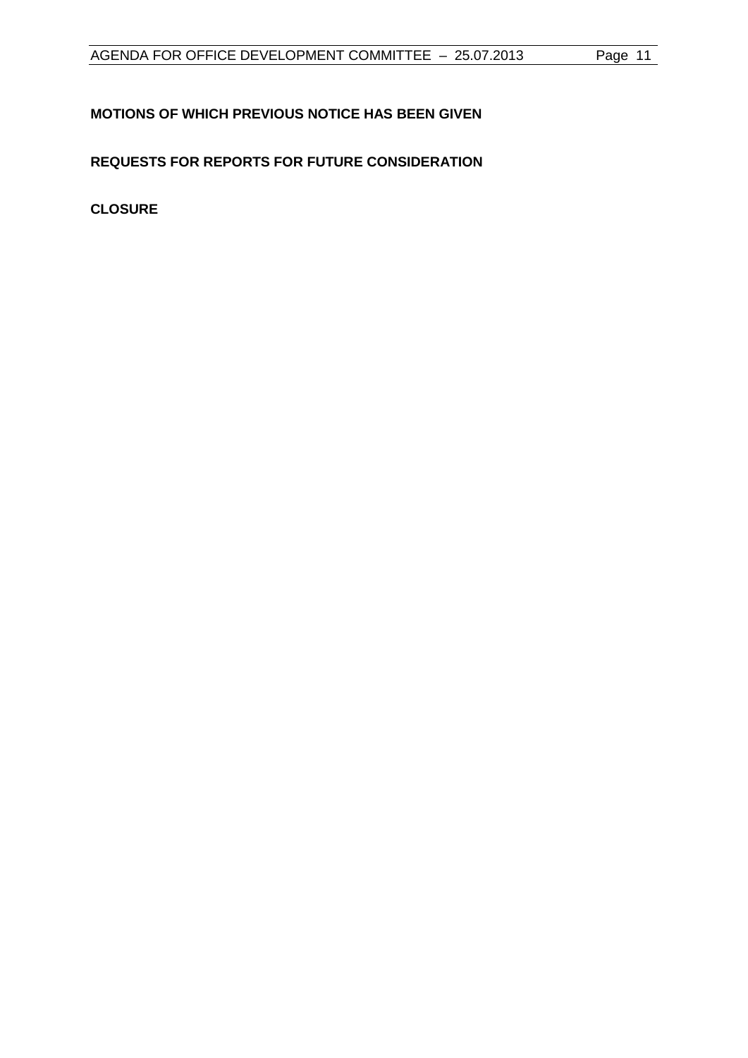**MOTIONS OF WHICH PREVIOUS NOTICE HAS BEEN GIVEN**

**REQUESTS FOR REPORTS FOR FUTURE CONSIDERATION**

**CLOSURE**